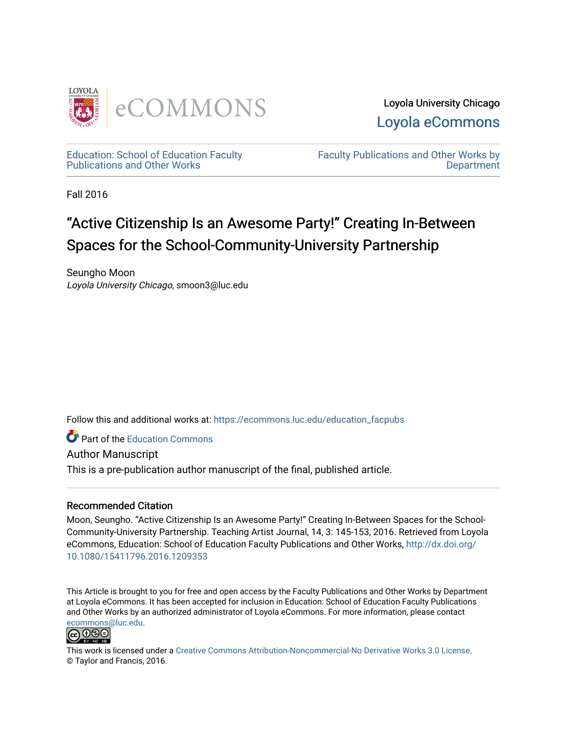Loyola University Chicago
Loyola eCommons

Education: School of Education Faculty Publications and Other Works

Faculty Publications and Other Works by Department

Fall 2016

# "Active Citizenship Is an Awesome Party!" Creating In-Between Spaces for the School-Community-University Partnership

Seungho Moon
*Loyola University Chicago*, smoon3@luc.edu

Follow this and additional works at: https://ecommons.luc.edu/education_facpubs

Part of the Education Commons

Author Manuscript
This is a pre-publication author manuscript of the final, published article.

## Recommended Citation

Moon, Seungho. "Active Citizenship Is an Awesome Party!" Creating In-Between Spaces for the School-Community-University Partnership. Teaching Artist Journal, 14, 3: 145-153, 2016. Retrieved from Loyola eCommons, Education: School of Education Faculty Publications and Other Works, http://dx.doi.org/10.1080/15411796.2016.1209353

This Article is brought to you for free and open access by the Faculty Publications and Other Works by Department at Loyola eCommons. It has been accepted for inclusion in Education: School of Education Faculty Publications and Other Works by an authorized administrator of Loyola eCommons. For more information, please contact ecommons@luc.edu.

This work is licensed under a Creative Commons Attribution-Noncommercial-No Derivative Works 3.0 License.
© Taylor and Francis, 2016.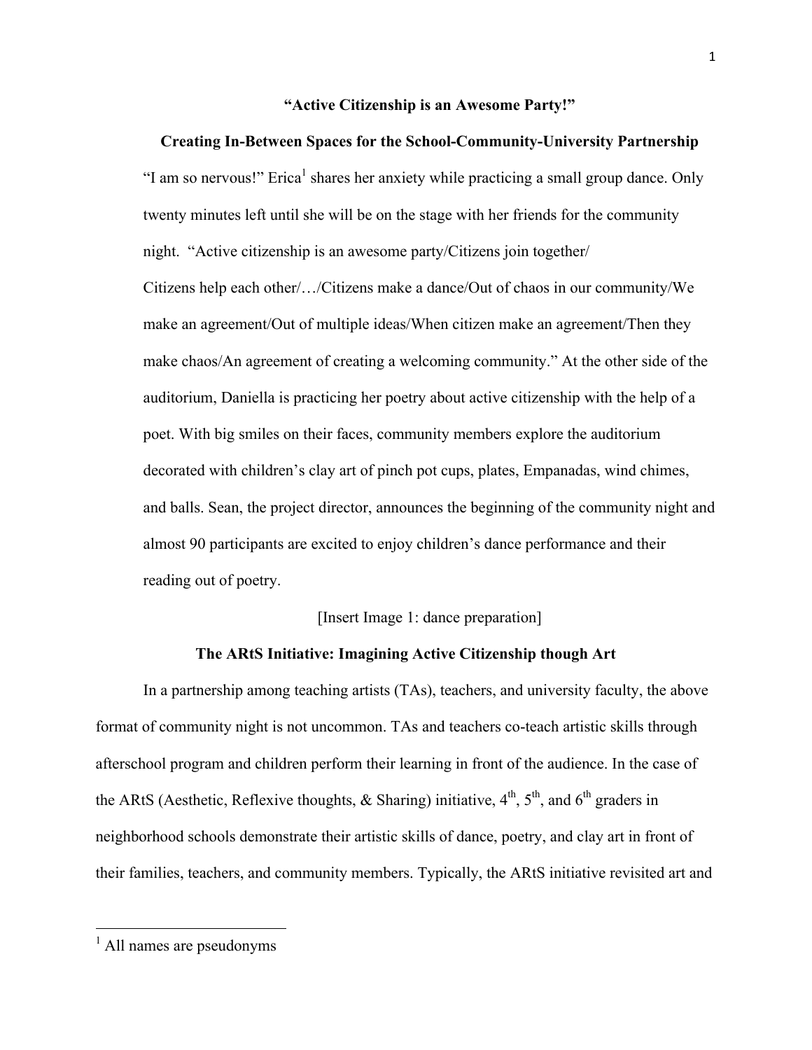**"Active Citizenship is an Awesome Party!"**

**Creating In-Between Spaces for the School-Community-University Partnership**

"I am so nervous!" Erica[1] shares her anxiety while practicing a small group dance. Only twenty minutes left until she will be on the stage with her friends for the community night. "Active citizenship is an awesome party/Citizens join together/ Citizens help each other/…/Citizens make a dance/Out of chaos in our community/We make an agreement/Out of multiple ideas/When citizen make an agreement/Then they make chaos/An agreement of creating a welcoming community." At the other side of the auditorium, Daniella is practicing her poetry about active citizenship with the help of a poet. With big smiles on their faces, community members explore the auditorium decorated with children's clay art of pinch pot cups, plates, Empanadas, wind chimes, and balls. Sean, the project director, announces the beginning of the community night and almost 90 participants are excited to enjoy children's dance performance and their reading out of poetry.

[Insert Image 1: dance preparation]

**The ARtS Initiative: Imagining Active Citizenship though Art**

In a partnership among teaching artists (TAs), teachers, and university faculty, the above format of community night is not uncommon. TAs and teachers co-teach artistic skills through afterschool program and children perform their learning in front of the audience. In the case of the ARtS (Aesthetic, Reflexive thoughts, & Sharing) initiative, 4th, 5th, and 6th graders in neighborhood schools demonstrate their artistic skills of dance, poetry, and clay art in front of their families, teachers, and community members. Typically, the ARtS initiative revisited art and

[1] All names are pseudonyms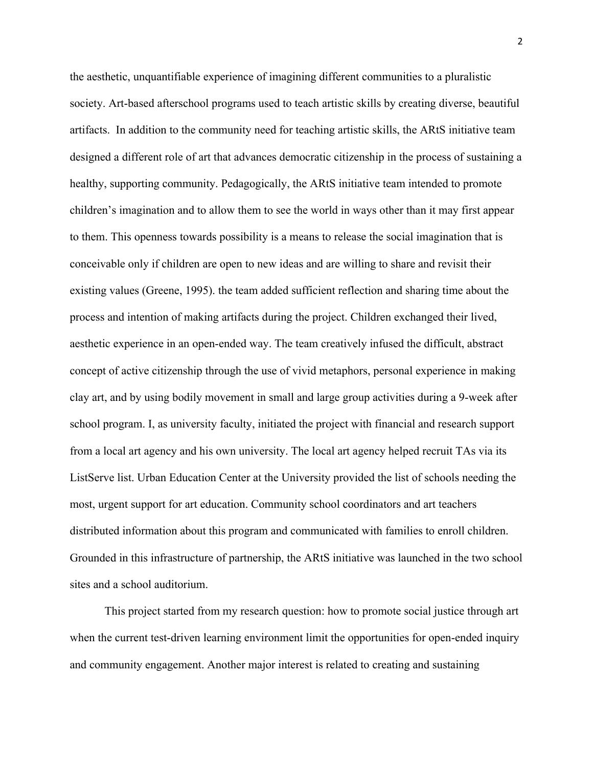the aesthetic, unquantifiable experience of imagining different communities to a pluralistic society. Art-based afterschool programs used to teach artistic skills by creating diverse, beautiful artifacts.  In addition to the community need for teaching artistic skills, the ARtS initiative team designed a different role of art that advances democratic citizenship in the process of sustaining a healthy, supporting community. Pedagogically, the ARtS initiative team intended to promote children's imagination and to allow them to see the world in ways other than it may first appear to them. This openness towards possibility is a means to release the social imagination that is conceivable only if children are open to new ideas and are willing to share and revisit their existing values (Greene, 1995). the team added sufficient reflection and sharing time about the process and intention of making artifacts during the project. Children exchanged their lived, aesthetic experience in an open-ended way. The team creatively infused the difficult, abstract concept of active citizenship through the use of vivid metaphors, personal experience in making clay art, and by using bodily movement in small and large group activities during a 9-week after school program. I, as university faculty, initiated the project with financial and research support from a local art agency and his own university. The local art agency helped recruit TAs via its ListServe list. Urban Education Center at the University provided the list of schools needing the most, urgent support for art education. Community school coordinators and art teachers distributed information about this program and communicated with families to enroll children. Grounded in this infrastructure of partnership, the ARtS initiative was launched in the two school sites and a school auditorium.

This project started from my research question: how to promote social justice through art when the current test-driven learning environment limit the opportunities for open-ended inquiry and community engagement. Another major interest is related to creating and sustaining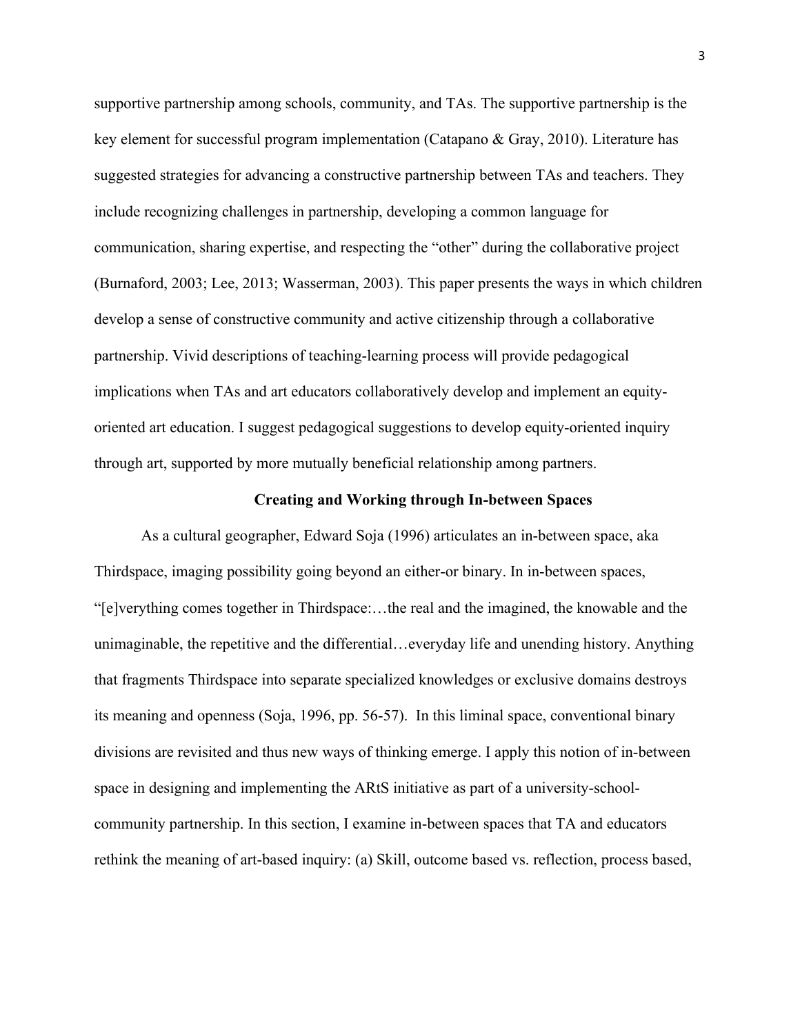supportive partnership among schools, community, and TAs. The supportive partnership is the key element for successful program implementation (Catapano & Gray, 2010). Literature has suggested strategies for advancing a constructive partnership between TAs and teachers. They include recognizing challenges in partnership, developing a common language for communication, sharing expertise, and respecting the "other" during the collaborative project (Burnaford, 2003; Lee, 2013; Wasserman, 2003). This paper presents the ways in which children develop a sense of constructive community and active citizenship through a collaborative partnership. Vivid descriptions of teaching-learning process will provide pedagogical implications when TAs and art educators collaboratively develop and implement an equity-oriented art education. I suggest pedagogical suggestions to develop equity-oriented inquiry through art, supported by more mutually beneficial relationship among partners.

## Creating and Working through In-between Spaces

As a cultural geographer, Edward Soja (1996) articulates an in-between space, aka Thirdspace, imaging possibility going beyond an either-or binary. In in-between spaces, "[e]verything comes together in Thirdspace:…the real and the imagined, the knowable and the unimaginable, the repetitive and the differential…everyday life and unending history. Anything that fragments Thirdspace into separate specialized knowledges or exclusive domains destroys its meaning and openness (Soja, 1996, pp. 56-57). In this liminal space, conventional binary divisions are revisited and thus new ways of thinking emerge. I apply this notion of in-between space in designing and implementing the ARtS initiative as part of a university-school-community partnership. In this section, I examine in-between spaces that TA and educators rethink the meaning of art-based inquiry: (a) Skill, outcome based vs. reflection, process based,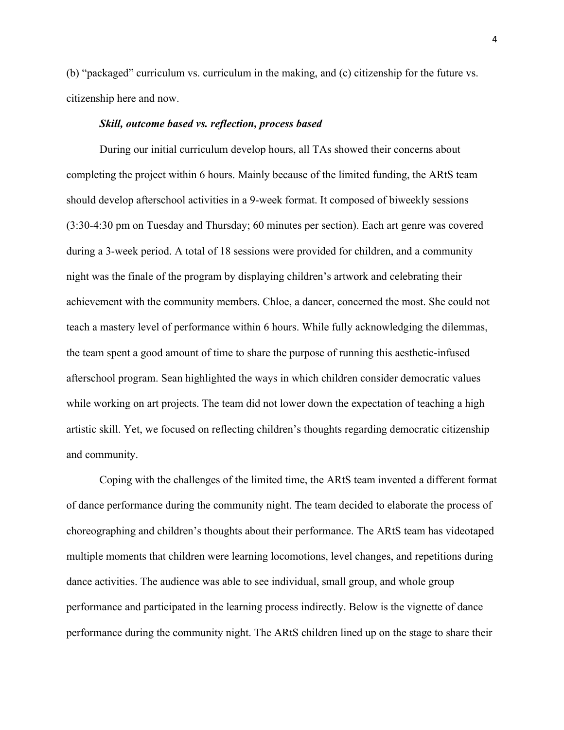(b) "packaged" curriculum vs. curriculum in the making, and (c) citizenship for the future vs. citizenship here and now.

***Skill, outcome based vs. reflection, process based***

During our initial curriculum develop hours, all TAs showed their concerns about completing the project within 6 hours. Mainly because of the limited funding, the ARtS team should develop afterschool activities in a 9-week format. It composed of biweekly sessions (3:30-4:30 pm on Tuesday and Thursday; 60 minutes per section). Each art genre was covered during a 3-week period. A total of 18 sessions were provided for children, and a community night was the finale of the program by displaying children's artwork and celebrating their achievement with the community members. Chloe, a dancer, concerned the most. She could not teach a mastery level of performance within 6 hours. While fully acknowledging the dilemmas, the team spent a good amount of time to share the purpose of running this aesthetic-infused afterschool program. Sean highlighted the ways in which children consider democratic values while working on art projects. The team did not lower down the expectation of teaching a high artistic skill. Yet, we focused on reflecting children's thoughts regarding democratic citizenship and community.

Coping with the challenges of the limited time, the ARtS team invented a different format of dance performance during the community night. The team decided to elaborate the process of choreographing and children's thoughts about their performance. The ARtS team has videotaped multiple moments that children were learning locomotions, level changes, and repetitions during dance activities. The audience was able to see individual, small group, and whole group performance and participated in the learning process indirectly. Below is the vignette of dance performance during the community night. The ARtS children lined up on the stage to share their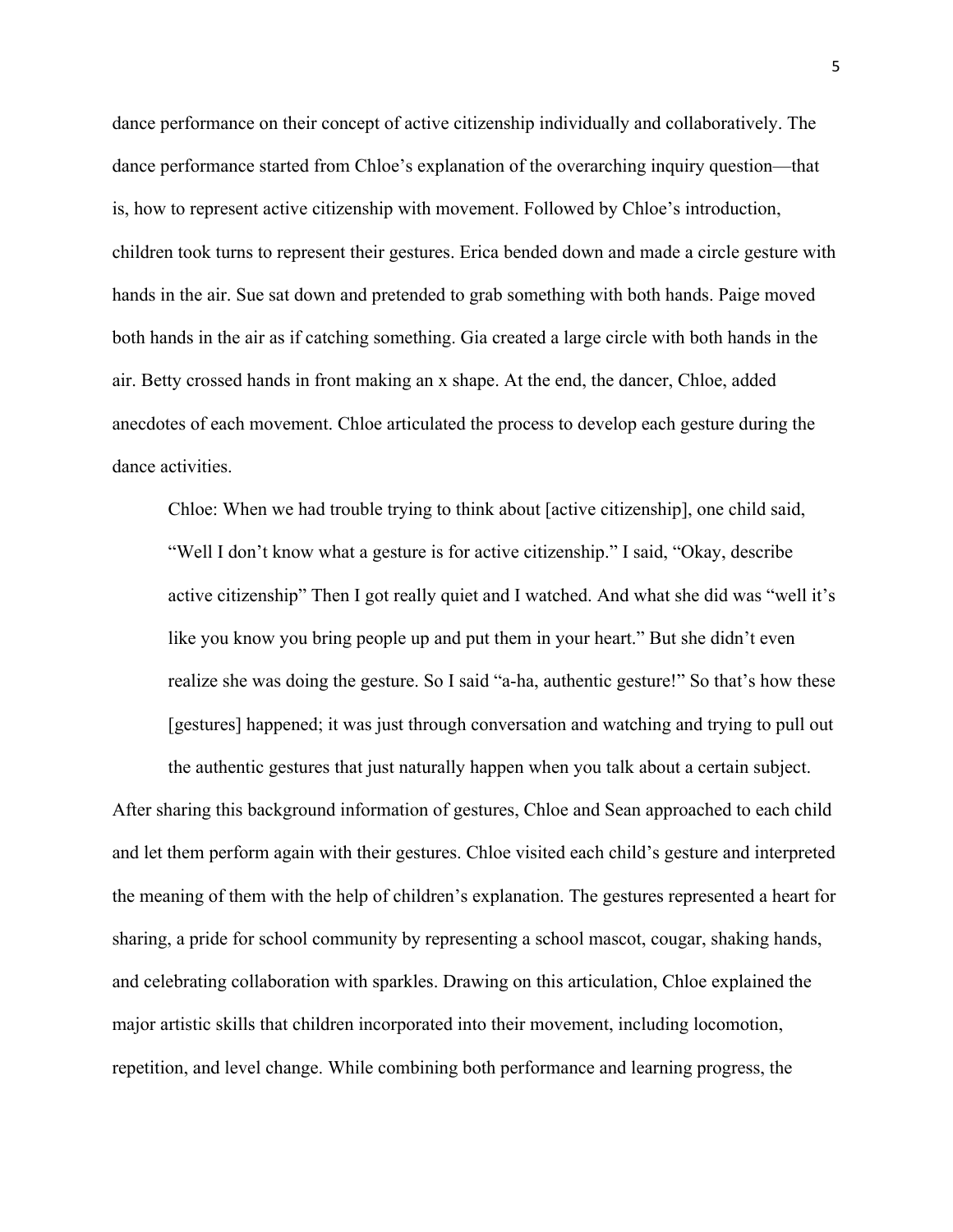dance performance on their concept of active citizenship individually and collaboratively. The dance performance started from Chloe's explanation of the overarching inquiry question—that is, how to represent active citizenship with movement. Followed by Chloe's introduction, children took turns to represent their gestures. Erica bended down and made a circle gesture with hands in the air. Sue sat down and pretended to grab something with both hands. Paige moved both hands in the air as if catching something. Gia created a large circle with both hands in the air. Betty crossed hands in front making an x shape. At the end, the dancer, Chloe, added anecdotes of each movement. Chloe articulated the process to develop each gesture during the dance activities.

> Chloe: When we had trouble trying to think about [active citizenship], one child said, "Well I don't know what a gesture is for active citizenship." I said, "Okay, describe active citizenship" Then I got really quiet and I watched. And what she did was "well it's like you know you bring people up and put them in your heart." But she didn't even realize she was doing the gesture. So I said "a-ha, authentic gesture!" So that's how these [gestures] happened; it was just through conversation and watching and trying to pull out the authentic gestures that just naturally happen when you talk about a certain subject.

After sharing this background information of gestures, Chloe and Sean approached to each child and let them perform again with their gestures. Chloe visited each child's gesture and interpreted the meaning of them with the help of children's explanation. The gestures represented a heart for sharing, a pride for school community by representing a school mascot, cougar, shaking hands, and celebrating collaboration with sparkles. Drawing on this articulation, Chloe explained the major artistic skills that children incorporated into their movement, including locomotion, repetition, and level change. While combining both performance and learning progress, the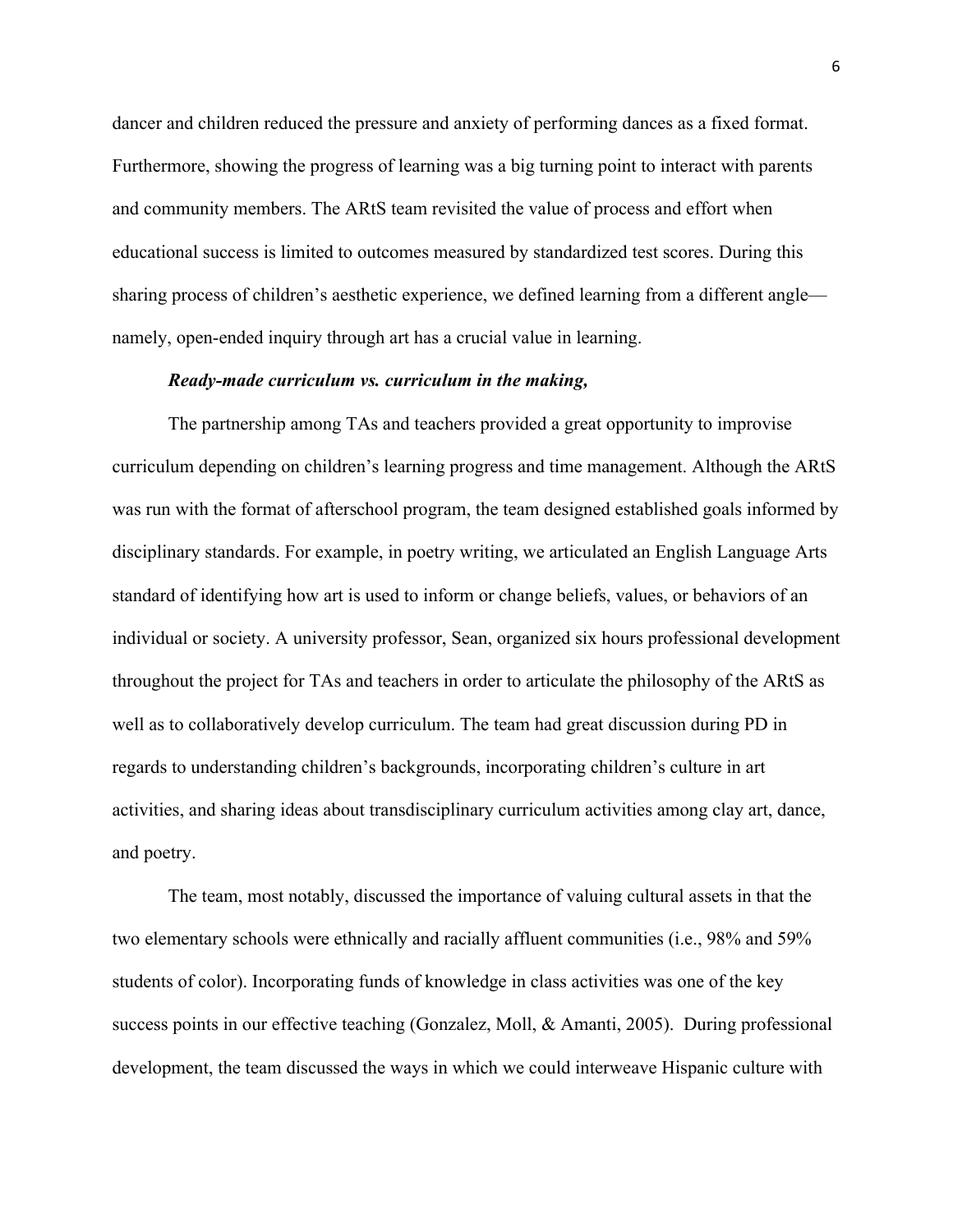dancer and children reduced the pressure and anxiety of performing dances as a fixed format. Furthermore, showing the progress of learning was a big turning point to interact with parents and community members. The ARtS team revisited the value of process and effort when educational success is limited to outcomes measured by standardized test scores. During this sharing process of children's aesthetic experience, we defined learning from a different angle—namely, open-ended inquiry through art has a crucial value in learning.

***Ready-made curriculum vs. curriculum in the making,***

The partnership among TAs and teachers provided a great opportunity to improvise curriculum depending on children's learning progress and time management. Although the ARtS was run with the format of afterschool program, the team designed established goals informed by disciplinary standards. For example, in poetry writing, we articulated an English Language Arts standard of identifying how art is used to inform or change beliefs, values, or behaviors of an individual or society. A university professor, Sean, organized six hours professional development throughout the project for TAs and teachers in order to articulate the philosophy of the ARtS as well as to collaboratively develop curriculum. The team had great discussion during PD in regards to understanding children's backgrounds, incorporating children's culture in art activities, and sharing ideas about transdisciplinary curriculum activities among clay art, dance, and poetry.

The team, most notably, discussed the importance of valuing cultural assets in that the two elementary schools were ethnically and racially affluent communities (i.e., 98% and 59% students of color). Incorporating funds of knowledge in class activities was one of the key success points in our effective teaching (Gonzalez, Moll, & Amanti, 2005). During professional development, the team discussed the ways in which we could interweave Hispanic culture with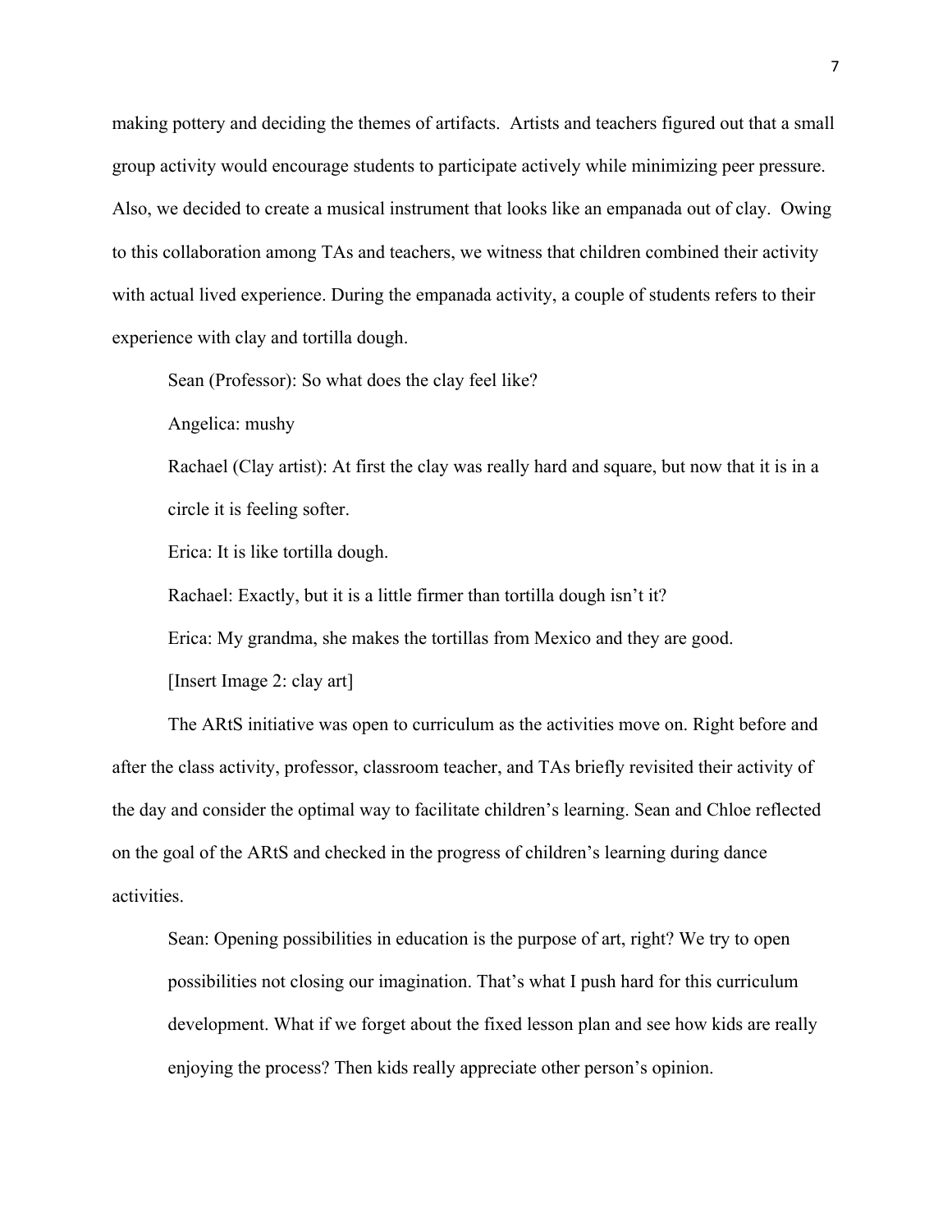making pottery and deciding the themes of artifacts. Artists and teachers figured out that a small group activity would encourage students to participate actively while minimizing peer pressure. Also, we decided to create a musical instrument that looks like an empanada out of clay. Owing to this collaboration among TAs and teachers, we witness that children combined their activity with actual lived experience. During the empanada activity, a couple of students refers to their experience with clay and tortilla dough.

> Sean (Professor): So what does the clay feel like?
>
> Angelica: mushy
>
> Rachael (Clay artist): At first the clay was really hard and square, but now that it is in a circle it is feeling softer.
>
> Erica: It is like tortilla dough.
>
> Rachael: Exactly, but it is a little firmer than tortilla dough isn't it?
>
> Erica: My grandma, she makes the tortillas from Mexico and they are good.
>
> [Insert Image 2: clay art]

The ARtS initiative was open to curriculum as the activities move on. Right before and after the class activity, professor, classroom teacher, and TAs briefly revisited their activity of the day and consider the optimal way to facilitate children's learning. Sean and Chloe reflected on the goal of the ARtS and checked in the progress of children's learning during dance activities.

> Sean: Opening possibilities in education is the purpose of art, right? We try to open possibilities not closing our imagination. That's what I push hard for this curriculum development. What if we forget about the fixed lesson plan and see how kids are really enjoying the process? Then kids really appreciate other person's opinion.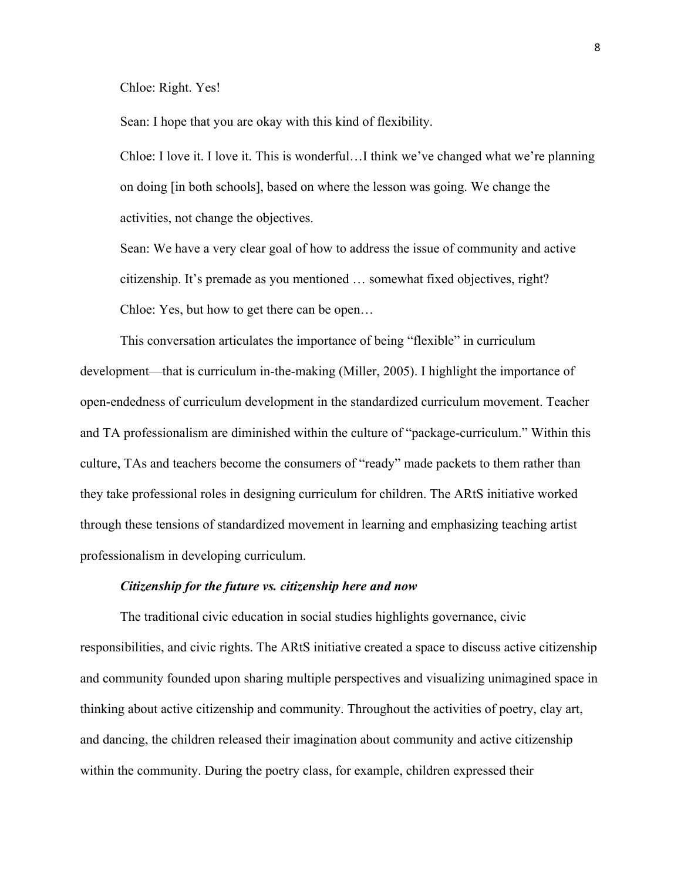Chloe: Right. Yes!

Sean: I hope that you are okay with this kind of flexibility.

Chloe: I love it. I love it. This is wonderful…I think we've changed what we're planning on doing [in both schools], based on where the lesson was going. We change the activities, not change the objectives.

Sean: We have a very clear goal of how to address the issue of community and active citizenship. It's premade as you mentioned … somewhat fixed objectives, right?

Chloe: Yes, but how to get there can be open…

This conversation articulates the importance of being "flexible" in curriculum development—that is curriculum in-the-making (Miller, 2005). I highlight the importance of open-endedness of curriculum development in the standardized curriculum movement. Teacher and TA professionalism are diminished within the culture of "package-curriculum." Within this culture, TAs and teachers become the consumers of "ready" made packets to them rather than they take professional roles in designing curriculum for children. The ARtS initiative worked through these tensions of standardized movement in learning and emphasizing teaching artist professionalism in developing curriculum.

### *Citizenship for the future vs. citizenship here and now*

The traditional civic education in social studies highlights governance, civic responsibilities, and civic rights. The ARtS initiative created a space to discuss active citizenship and community founded upon sharing multiple perspectives and visualizing unimagined space in thinking about active citizenship and community. Throughout the activities of poetry, clay art, and dancing, the children released their imagination about community and active citizenship within the community. During the poetry class, for example, children expressed their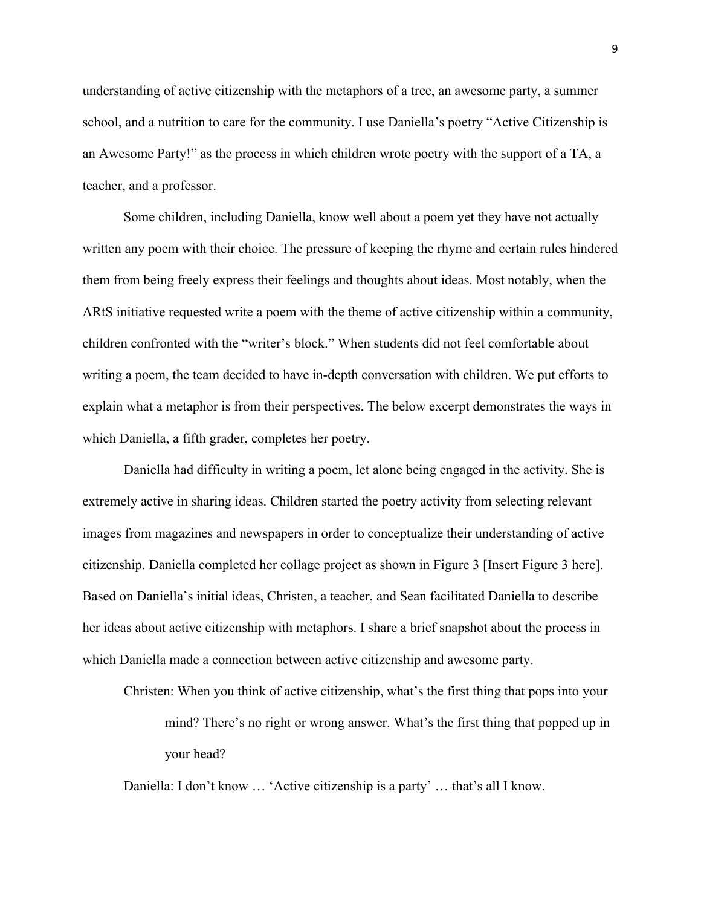understanding of active citizenship with the metaphors of a tree, an awesome party, a summer school, and a nutrition to care for the community. I use Daniella's poetry "Active Citizenship is an Awesome Party!" as the process in which children wrote poetry with the support of a TA, a teacher, and a professor.

Some children, including Daniella, know well about a poem yet they have not actually written any poem with their choice. The pressure of keeping the rhyme and certain rules hindered them from being freely express their feelings and thoughts about ideas. Most notably, when the ARtS initiative requested write a poem with the theme of active citizenship within a community, children confronted with the "writer's block." When students did not feel comfortable about writing a poem, the team decided to have in-depth conversation with children. We put efforts to explain what a metaphor is from their perspectives. The below excerpt demonstrates the ways in which Daniella, a fifth grader, completes her poetry.

Daniella had difficulty in writing a poem, let alone being engaged in the activity. She is extremely active in sharing ideas. Children started the poetry activity from selecting relevant images from magazines and newspapers in order to conceptualize their understanding of active citizenship. Daniella completed her collage project as shown in Figure 3 [Insert Figure 3 here]. Based on Daniella's initial ideas, Christen, a teacher, and Sean facilitated Daniella to describe her ideas about active citizenship with metaphors. I share a brief snapshot about the process in which Daniella made a connection between active citizenship and awesome party.

> Christen: When you think of active citizenship, what's the first thing that pops into your mind? There's no right or wrong answer. What's the first thing that popped up in your head?
>
> Daniella: I don't know … 'Active citizenship is a party' … that's all I know.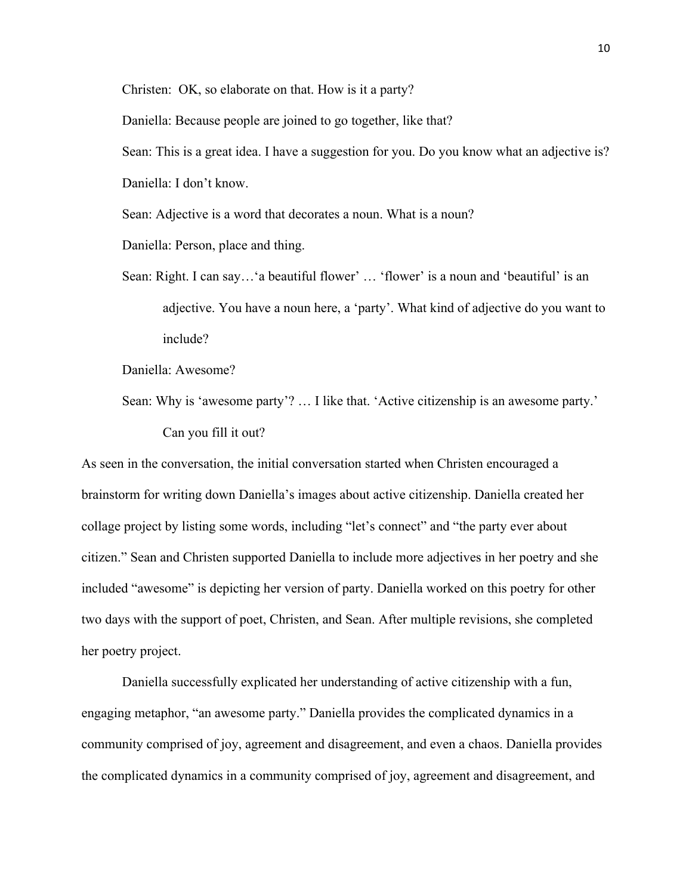Christen: OK, so elaborate on that. How is it a party?

Daniella: Because people are joined to go together, like that?

Sean: This is a great idea. I have a suggestion for you. Do you know what an adjective is?

Daniella: I don't know.

Sean: Adjective is a word that decorates a noun. What is a noun?

Daniella: Person, place and thing.

Sean: Right. I can say…'a beautiful flower' … 'flower' is a noun and 'beautiful' is an adjective. You have a noun here, a 'party'. What kind of adjective do you want to include?

Daniella: Awesome?

Sean: Why is 'awesome party'? … I like that. 'Active citizenship is an awesome party.' Can you fill it out?

As seen in the conversation, the initial conversation started when Christen encouraged a brainstorm for writing down Daniella's images about active citizenship. Daniella created her collage project by listing some words, including "let's connect" and "the party ever about citizen." Sean and Christen supported Daniella to include more adjectives in her poetry and she included "awesome" is depicting her version of party. Daniella worked on this poetry for other two days with the support of poet, Christen, and Sean. After multiple revisions, she completed her poetry project.

Daniella successfully explicated her understanding of active citizenship with a fun, engaging metaphor, "an awesome party." Daniella provides the complicated dynamics in a community comprised of joy, agreement and disagreement, and even a chaos. Daniella provides the complicated dynamics in a community comprised of joy, agreement and disagreement, and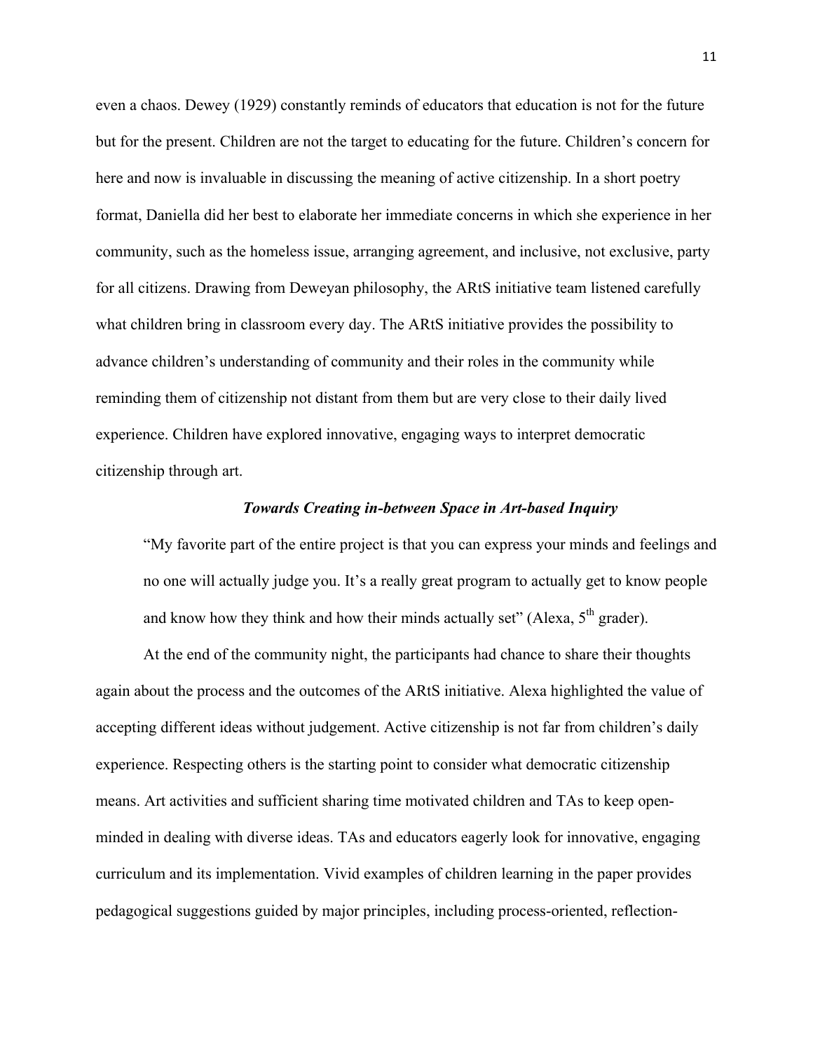even a chaos. Dewey (1929) constantly reminds of educators that education is not for the future but for the present. Children are not the target to educating for the future. Children's concern for here and now is invaluable in discussing the meaning of active citizenship. In a short poetry format, Daniella did her best to elaborate her immediate concerns in which she experience in her community, such as the homeless issue, arranging agreement, and inclusive, not exclusive, party for all citizens. Drawing from Deweyan philosophy, the ARtS initiative team listened carefully what children bring in classroom every day. The ARtS initiative provides the possibility to advance children's understanding of community and their roles in the community while reminding them of citizenship not distant from them but are very close to their daily lived experience. Children have explored innovative, engaging ways to interpret democratic citizenship through art.

### *Towards Creating in-between Space in Art-based Inquiry*

> "My favorite part of the entire project is that you can express your minds and feelings and no one will actually judge you. It's a really great program to actually get to know people and know how they think and how their minds actually set" (Alexa, 5th grader).

At the end of the community night, the participants had chance to share their thoughts again about the process and the outcomes of the ARtS initiative. Alexa highlighted the value of accepting different ideas without judgement. Active citizenship is not far from children's daily experience. Respecting others is the starting point to consider what democratic citizenship means. Art activities and sufficient sharing time motivated children and TAs to keep open-minded in dealing with diverse ideas. TAs and educators eagerly look for innovative, engaging curriculum and its implementation. Vivid examples of children learning in the paper provides pedagogical suggestions guided by major principles, including process-oriented, reflection-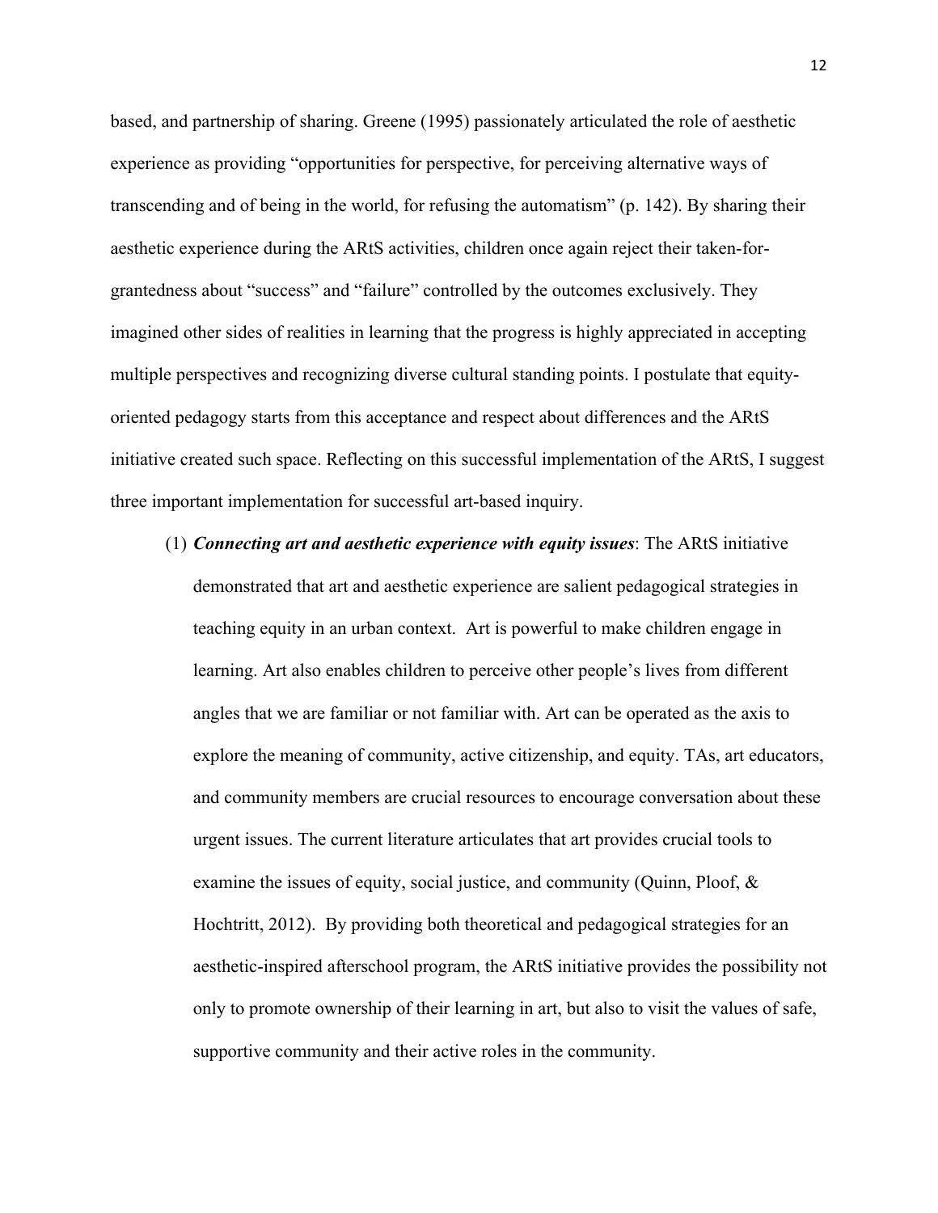based, and partnership of sharing. Greene (1995) passionately articulated the role of aesthetic experience as providing "opportunities for perspective, for perceiving alternative ways of transcending and of being in the world, for refusing the automatism" (p. 142). By sharing their aesthetic experience during the ARtS activities, children once again reject their taken-for-grantedness about "success" and "failure" controlled by the outcomes exclusively. They imagined other sides of realities in learning that the progress is highly appreciated in accepting multiple perspectives and recognizing diverse cultural standing points. I postulate that equity-oriented pedagogy starts from this acceptance and respect about differences and the ARtS initiative created such space. Reflecting on this successful implementation of the ARtS, I suggest three important implementation for successful art-based inquiry.

(1) ***Connecting art and aesthetic experience with equity issues***: The ARtS initiative demonstrated that art and aesthetic experience are salient pedagogical strategies in teaching equity in an urban context. Art is powerful to make children engage in learning. Art also enables children to perceive other people's lives from different angles that we are familiar or not familiar with. Art can be operated as the axis to explore the meaning of community, active citizenship, and equity. TAs, art educators, and community members are crucial resources to encourage conversation about these urgent issues. The current literature articulates that art provides crucial tools to examine the issues of equity, social justice, and community (Quinn, Ploof, & Hochtritt, 2012). By providing both theoretical and pedagogical strategies for an aesthetic-inspired afterschool program, the ARtS initiative provides the possibility not only to promote ownership of their learning in art, but also to visit the values of safe, supportive community and their active roles in the community.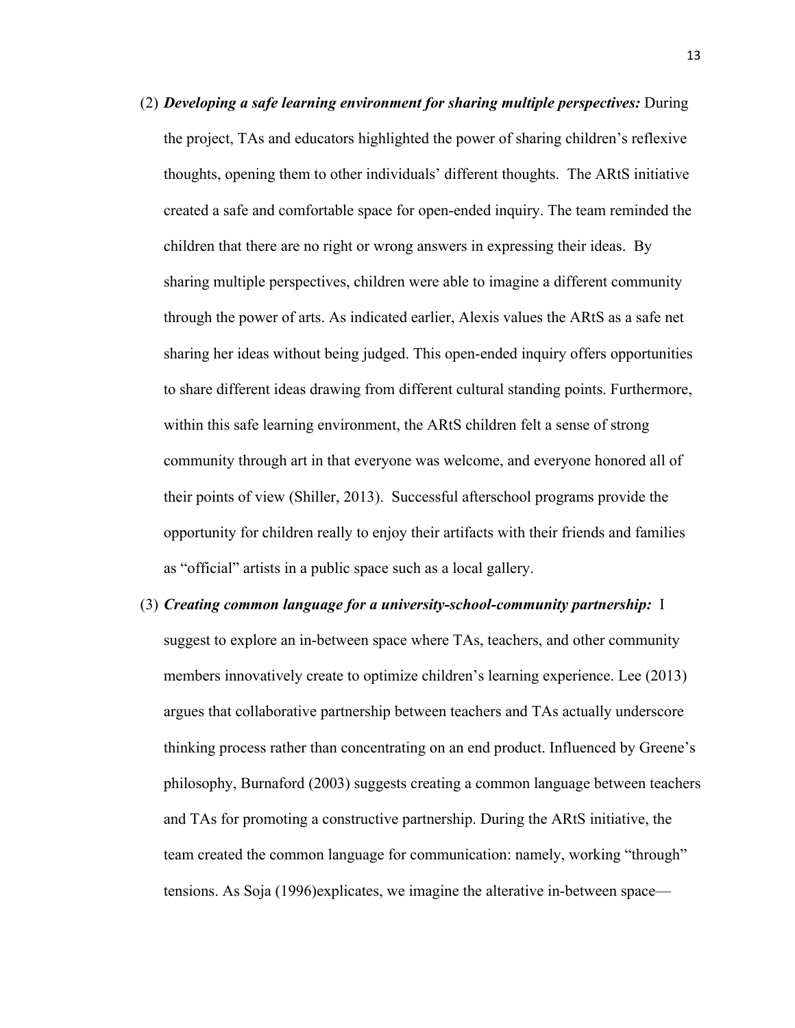(2) ***Developing a safe learning environment for sharing multiple perspectives:*** During the project, TAs and educators highlighted the power of sharing children's reflexive thoughts, opening them to other individuals' different thoughts. The ARtS initiative created a safe and comfortable space for open-ended inquiry. The team reminded the children that there are no right or wrong answers in expressing their ideas. By sharing multiple perspectives, children were able to imagine a different community through the power of arts. As indicated earlier, Alexis values the ARtS as a safe net sharing her ideas without being judged. This open-ended inquiry offers opportunities to share different ideas drawing from different cultural standing points. Furthermore, within this safe learning environment, the ARtS children felt a sense of strong community through art in that everyone was welcome, and everyone honored all of their points of view (Shiller, 2013). Successful afterschool programs provide the opportunity for children really to enjoy their artifacts with their friends and families as "official" artists in a public space such as a local gallery.

(3) ***Creating common language for a university-school-community partnership:*** I suggest to explore an in-between space where TAs, teachers, and other community members innovatively create to optimize children's learning experience. Lee (2013) argues that collaborative partnership between teachers and TAs actually underscore thinking process rather than concentrating on an end product. Influenced by Greene's philosophy, Burnaford (2003) suggests creating a common language between teachers and TAs for promoting a constructive partnership. During the ARtS initiative, the team created the common language for communication: namely, working "through" tensions. As Soja (1996)explicates, we imagine the alterative in-between space—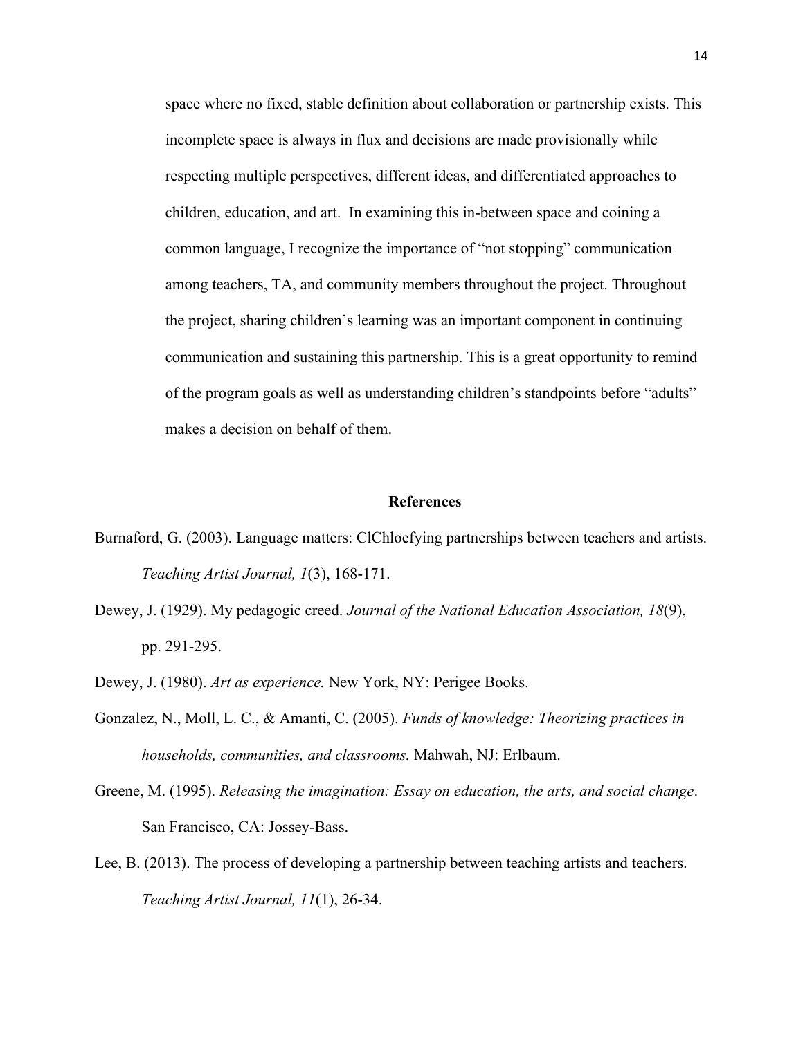space where no fixed, stable definition about collaboration or partnership exists. This incomplete space is always in flux and decisions are made provisionally while respecting multiple perspectives, different ideas, and differentiated approaches to children, education, and art. In examining this in-between space and coining a common language, I recognize the importance of "not stopping" communication among teachers, TA, and community members throughout the project. Throughout the project, sharing children's learning was an important component in continuing communication and sustaining this partnership. This is a great opportunity to remind of the program goals as well as understanding children's standpoints before "adults" makes a decision on behalf of them.

## References

Burnaford, G. (2003). Language matters: ClChloefying partnerships between teachers and artists. *Teaching Artist Journal, 1*(3), 168-171.

Dewey, J. (1929). My pedagogic creed. *Journal of the National Education Association, 18*(9), pp. 291-295.

Dewey, J. (1980). *Art as experience.* New York, NY: Perigee Books.

Gonzalez, N., Moll, L. C., & Amanti, C. (2005). *Funds of knowledge: Theorizing practices in households, communities, and classrooms.* Mahwah, NJ: Erlbaum.

Greene, M. (1995). *Releasing the imagination: Essay on education, the arts, and social change*. San Francisco, CA: Jossey-Bass.

Lee, B. (2013). The process of developing a partnership between teaching artists and teachers. *Teaching Artist Journal, 11*(1), 26-34.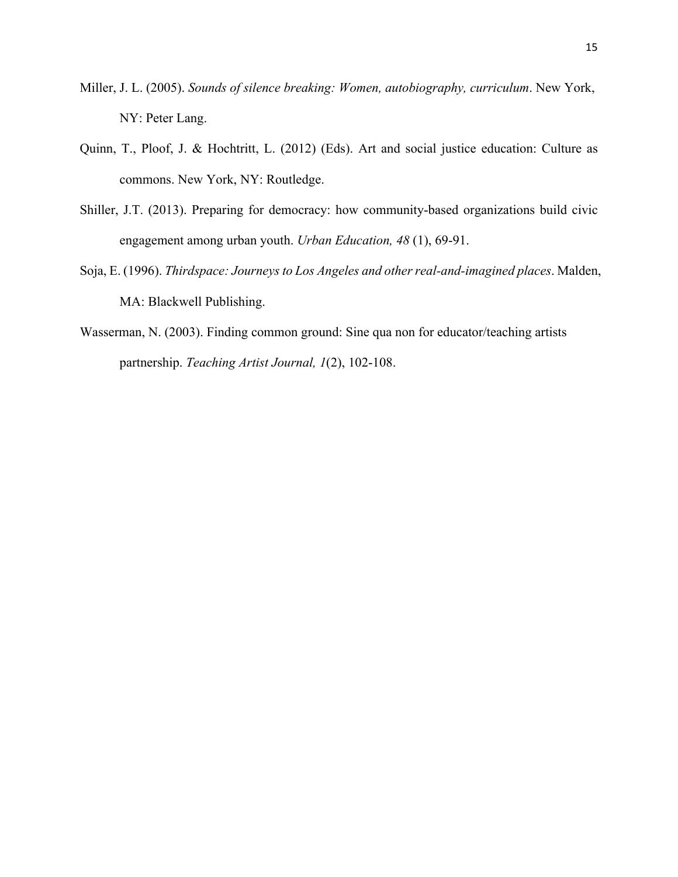Miller, J. L. (2005). *Sounds of silence breaking: Women, autobiography, curriculum*. New York, NY: Peter Lang.

Quinn, T., Ploof, J. & Hochtritt, L. (2012) (Eds). Art and social justice education: Culture as commons. New York, NY: Routledge.

Shiller, J.T. (2013). Preparing for democracy: how community-based organizations build civic engagement among urban youth. *Urban Education, 48* (1), 69-91.

Soja, E. (1996). *Thirdspace: Journeys to Los Angeles and other real-and-imagined places*. Malden, MA: Blackwell Publishing.

Wasserman, N. (2003). Finding common ground: Sine qua non for educator/teaching artists partnership. *Teaching Artist Journal, 1*(2), 102-108.